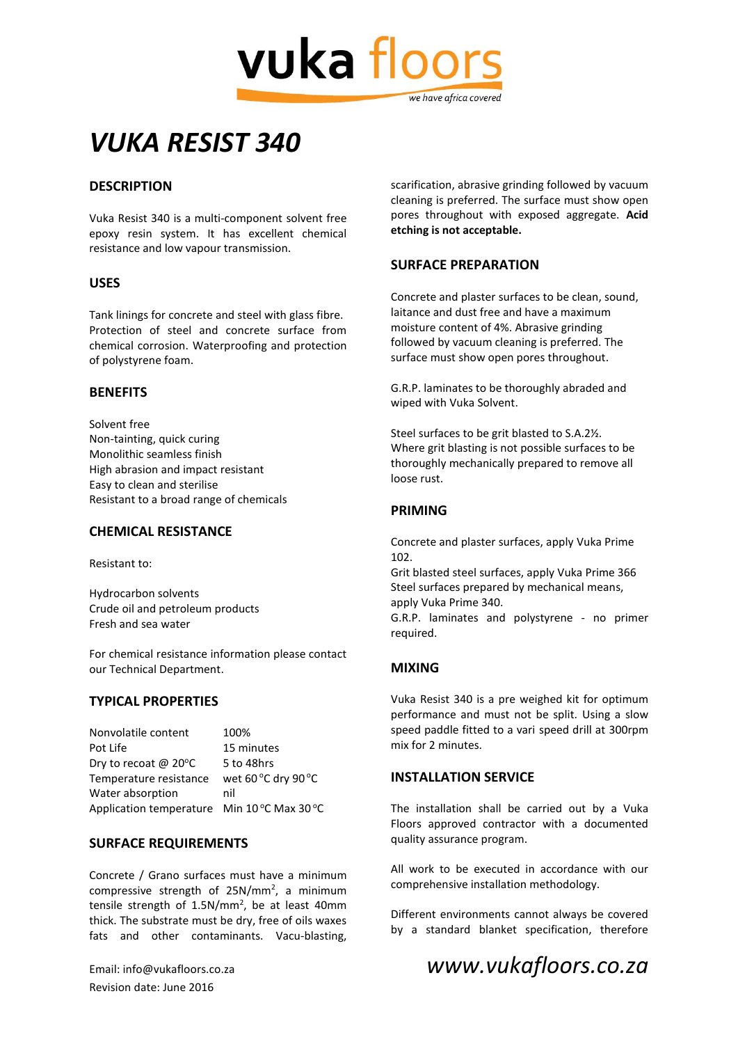vuka floors

we have africa covered

# VUKA RESIST 340

## DESCRIPTION

Vuka Resist 340 is a multi-component solvent free epoxy resin system. It has excellent chemical resistance and low vapour transmission.

## USES

Tank linings for concrete and steel with glass fibre. Protection of steel and concrete surface from chemical corrosion. Waterproofing and protection of polystyrene foam.

## BENEFITS

Solvent free
Non-tainting, quick curing
Monolithic seamless finish
High abrasion and impact resistant
Easy to clean and sterilise
Resistant to a broad range of chemicals

## CHEMICAL RESISTANCE

Resistant to:

Hydrocarbon solvents
Crude oil and petroleum products
Fresh and sea water

For chemical resistance information please contact our Technical Department.

## TYPICAL PROPERTIES

| | |
|---|---|
| Nonvolatile content | 100% |
| Pot Life | 15 minutes |
| Dry to recoat @ 20°C | 5 to 48hrs |
| Temperature resistance | wet 60 °C dry 90 °C |
| Water absorption | nil |
| Application temperature | Min 10 °C Max 30 °C |

## SURFACE REQUIREMENTS

Concrete / Grano surfaces must have a minimum compressive strength of 25N/mm$^2$, a minimum tensile strength of 1.5N/mm$^2$, be at least 40mm thick. The substrate must be dry, free of oils waxes fats and other contaminants. Vacu-blasting, scarification, abrasive grinding followed by vacuum cleaning is preferred. The surface must show open pores throughout with exposed aggregate. **Acid etching is not acceptable.**

## SURFACE PREPARATION

Concrete and plaster surfaces to be clean, sound, laitance and dust free and have a maximum moisture content of 4%. Abrasive grinding followed by vacuum cleaning is preferred. The surface must show open pores throughout.

G.R.P. laminates to be thoroughly abraded and wiped with Vuka Solvent.

Steel surfaces to be grit blasted to S.A.2½. Where grit blasting is not possible surfaces to be thoroughly mechanically prepared to remove all loose rust.

## PRIMING

Concrete and plaster surfaces, apply Vuka Prime 102.
Grit blasted steel surfaces, apply Vuka Prime 366
Steel surfaces prepared by mechanical means, apply Vuka Prime 340.
G.R.P. laminates and polystyrene - no primer required.

## MIXING

Vuka Resist 340 is a pre weighed kit for optimum performance and must not be split. Using a slow speed paddle fitted to a vari speed drill at 300rpm mix for 2 minutes.

## INSTALLATION SERVICE

The installation shall be carried out by a Vuka Floors approved contractor with a documented quality assurance program.

All work to be executed in accordance with our comprehensive installation methodology.

Different environments cannot always be covered by a standard blanket specification, therefore

Email: info@vukafloors.co.za
Revision date: June 2016

www.vukafloors.co.za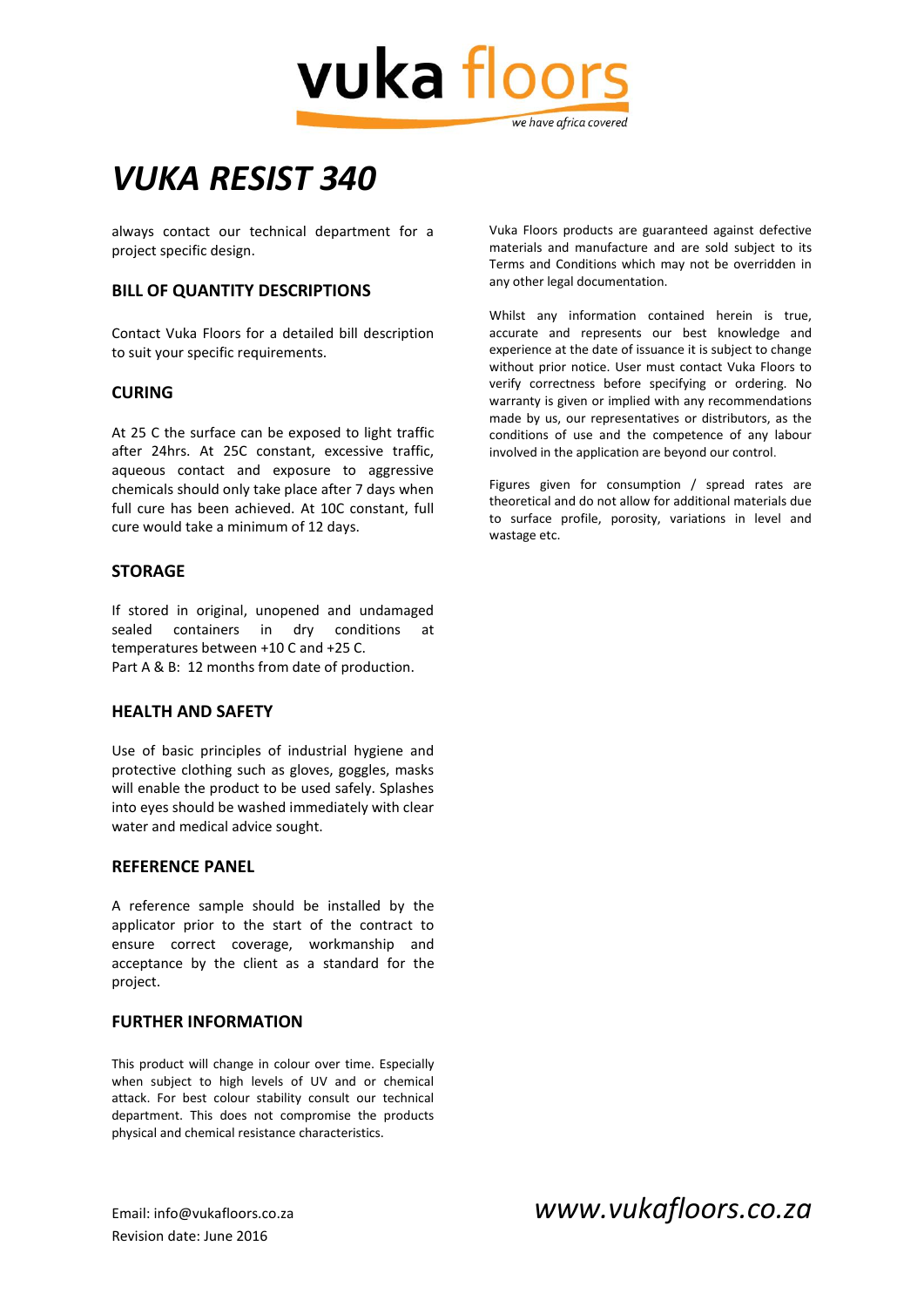# VUKA RESIST 340

always contact our technical department for a project specific design.

## BILL OF QUANTITY DESCRIPTIONS

Contact Vuka Floors for a detailed bill description to suit your specific requirements.

## CURING

At 25 C the surface can be exposed to light traffic after 24hrs. At 25C constant, excessive traffic, aqueous contact and exposure to aggressive chemicals should only take place after 7 days when full cure has been achieved. At 10C constant, full cure would take a minimum of 12 days.

## STORAGE

If stored in original, unopened and undamaged sealed containers in dry conditions at temperatures between +10 C and +25 C.
Part A & B: 12 months from date of production.

## HEALTH AND SAFETY

Use of basic principles of industrial hygiene and protective clothing such as gloves, goggles, masks will enable the product to be used safely. Splashes into eyes should be washed immediately with clear water and medical advice sought.

## REFERENCE PANEL

A reference sample should be installed by the applicator prior to the start of the contract to ensure correct coverage, workmanship and acceptance by the client as a standard for the project.

## FURTHER INFORMATION

This product will change in colour over time. Especially when subject to high levels of UV and or chemical attack. For best colour stability consult our technical department. This does not compromise the products physical and chemical resistance characteristics.

Vuka Floors products are guaranteed against defective materials and manufacture and are sold subject to its Terms and Conditions which may not be overridden in any other legal documentation.

Whilst any information contained herein is true, accurate and represents our best knowledge and experience at the date of issuance it is subject to change without prior notice. User must contact Vuka Floors to verify correctness before specifying or ordering. No warranty is given or implied with any recommendations made by us, our representatives or distributors, as the conditions of use and the competence of any labour involved in the application are beyond our control.

Figures given for consumption / spread rates are theoretical and do not allow for additional materials due to surface profile, porosity, variations in level and wastage etc.

Email: info@vukafloors.co.za
Revision date: June 2016

www.vukafloors.co.za